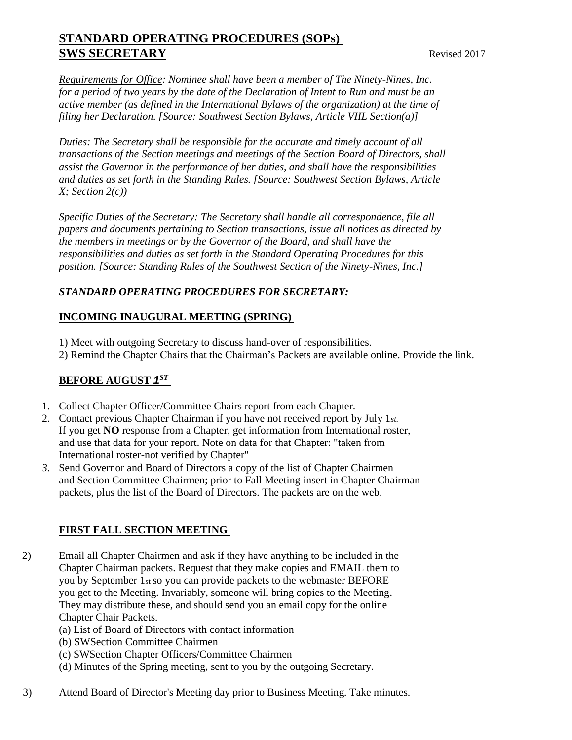# STANDARD OPERATING PROCEDURES (SOPs)
## SWS SECRETARY

Revised 2017

*__Requirements for Office__: Nominee shall have been a member of The Ninety-Nines, Inc. for a period of two years by the date of the Declaration of Intent to Run and must be an active member (as defined in the International Bylaws of the organization) at the time of filing her Declaration. [Source: Southwest Section Bylaws, Article VIIL Section(a)]*

*__Duties__: The Secretary shall be responsible for the accurate and timely account of all transactions of the Section meetings and meetings of the Section Board of Directors, shall assist the Governor in the performance of her duties, and shall have the responsibilities and duties as set forth in the Standing Rules. [Source: Southwest Section Bylaws, Article X; Section 2(c))*

*__Specific Duties of the Secretary__: The Secretary shall handle all correspondence, file all papers and documents pertaining to Section transactions, issue all notices as directed by the members in meetings or by the Governor of the Board, and shall have the responsibilities and duties as set forth in the Standard Operating Procedures for this position. [Source: Standing Rules of the Southwest Section of the Ninety-Nines, Inc.]*

***STANDARD OPERATING PROCEDURES FOR SECRETARY:***

**INCOMING INAUGURAL MEETING (SPRING)**

1) Meet with outgoing Secretary to discuss hand-over of responsibilities.
2) Remind the Chapter Chairs that the Chairman's Packets are available online. Provide the link.

**BEFORE AUGUST 1ST**

1. Collect Chapter Officer/Committee Chairs report from each Chapter.
2. Contact previous Chapter Chairman if you have not received report by July 1st. If you get **NO** response from a Chapter, get information from International roster, and use that data for your report. Note on data for that Chapter: "taken from International roster-not verified by Chapter"
3. Send Governor and Board of Directors a copy of the list of Chapter Chairmen and Section Committee Chairmen; prior to Fall Meeting insert in Chapter Chairman packets, plus the list of the Board of Directors. The packets are on the web.

**FIRST FALL SECTION MEETING**

2) Email all Chapter Chairmen and ask if they have anything to be included in the Chapter Chairman packets. Request that they make copies and EMAIL them to you by September 1st so you can provide packets to the webmaster BEFORE you get to the Meeting. Invariably, someone will bring copies to the Meeting. They may distribute these, and should send you an email copy for the online Chapter Chair Packets.
   (a) List of Board of Directors with contact information
   (b) SWSection Committee Chairmen
   (c) SWSection Chapter Officers/Committee Chairmen
   (d) Minutes of the Spring meeting, sent to you by the outgoing Secretary.

3) Attend Board of Director's Meeting day prior to Business Meeting. Take minutes.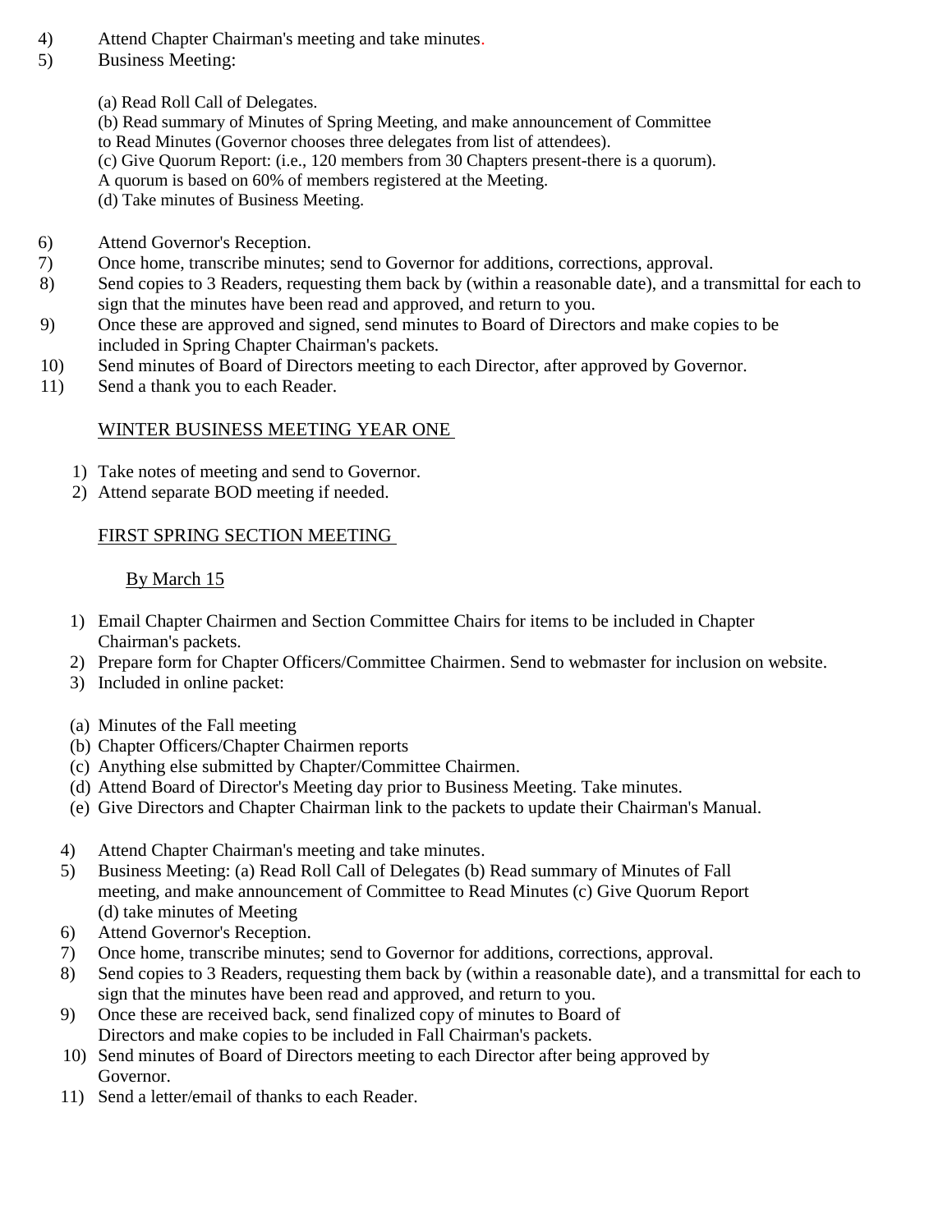4) Attend Chapter Chairman's meeting and take minutes.
5) Business Meeting:

   (a) Read Roll Call of Delegates.
   (b) Read summary of Minutes of Spring Meeting, and make announcement of Committee to Read Minutes (Governor chooses three delegates from list of attendees).
   (c) Give Quorum Report: (i.e., 120 members from 30 Chapters present-there is a quorum). A quorum is based on 60% of members registered at the Meeting.
   (d) Take minutes of Business Meeting.

6) Attend Governor's Reception.
7) Once home, transcribe minutes; send to Governor for additions, corrections, approval.
8) Send copies to 3 Readers, requesting them back by (within a reasonable date), and a transmittal for each to sign that the minutes have been read and approved, and return to you.
9) Once these are approved and signed, send minutes to Board of Directors and make copies to be included in Spring Chapter Chairman's packets.
10) Send minutes of Board of Directors meeting to each Director, after approved by Governor.
11) Send a thank you to each Reader.

WINTER BUSINESS MEETING YEAR ONE

1) Take notes of meeting and send to Governor.
2) Attend separate BOD meeting if needed.

FIRST SPRING SECTION MEETING

By March 15

1) Email Chapter Chairmen and Section Committee Chairs for items to be included in Chapter Chairman's packets.
2) Prepare form for Chapter Officers/Committee Chairmen. Send to webmaster for inclusion on website.
3) Included in online packet:

   (a) Minutes of the Fall meeting
   (b) Chapter Officers/Chapter Chairmen reports
   (c) Anything else submitted by Chapter/Committee Chairmen.
   (d) Attend Board of Director's Meeting day prior to Business Meeting. Take minutes.
   (e) Give Directors and Chapter Chairman link to the packets to update their Chairman's Manual.

4) Attend Chapter Chairman's meeting and take minutes.
5) Business Meeting: (a) Read Roll Call of Delegates (b) Read summary of Minutes of Fall meeting, and make announcement of Committee to Read Minutes (c) Give Quorum Report (d) take minutes of Meeting
6) Attend Governor's Reception.
7) Once home, transcribe minutes; send to Governor for additions, corrections, approval.
8) Send copies to 3 Readers, requesting them back by (within a reasonable date), and a transmittal for each to sign that the minutes have been read and approved, and return to you.
9) Once these are received back, send finalized copy of minutes to Board of Directors and make copies to be included in Fall Chairman's packets.
10) Send minutes of Board of Directors meeting to each Director after being approved by Governor.
11) Send a letter/email of thanks to each Reader.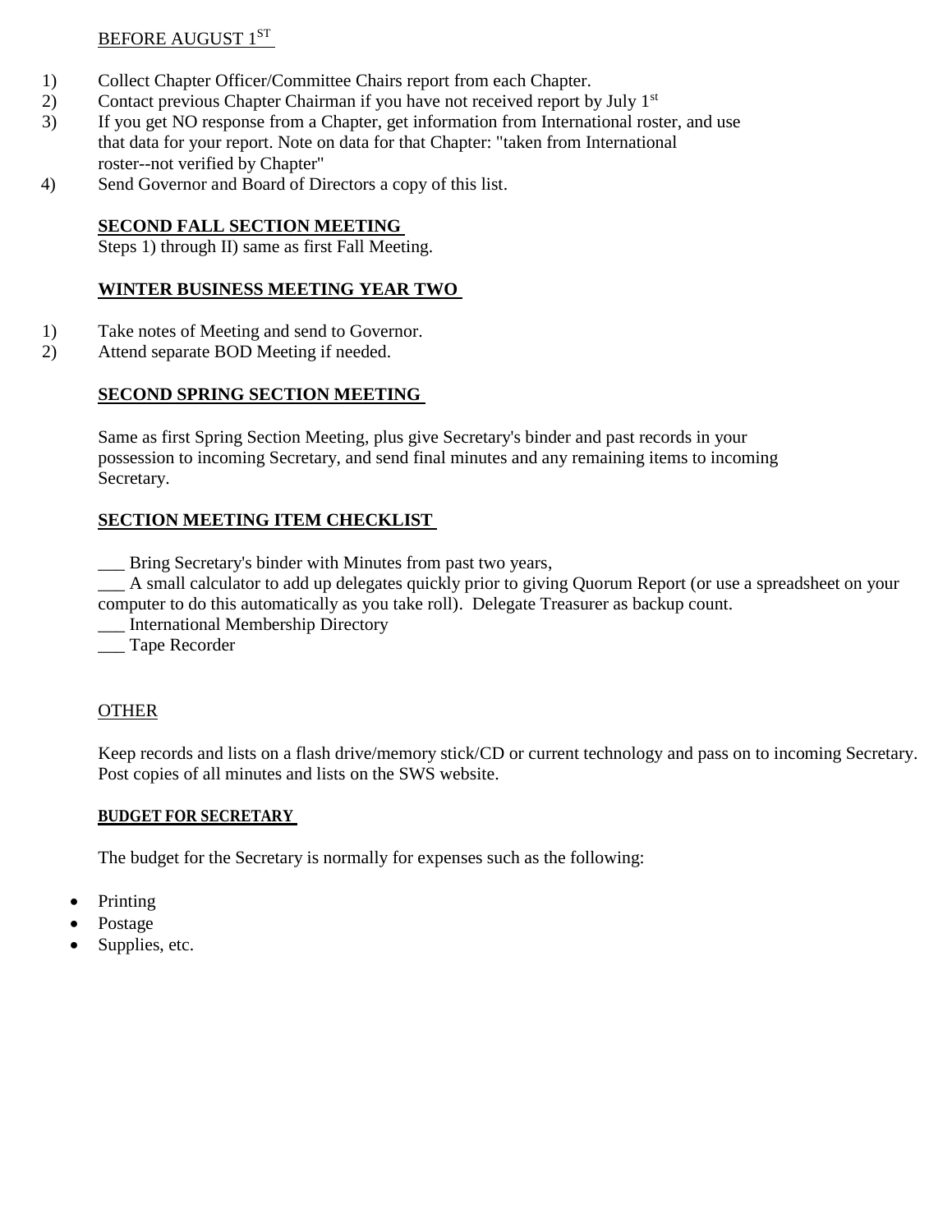BEFORE AUGUST 1ST

1) Collect Chapter Officer/Committee Chairs report from each Chapter.
2) Contact previous Chapter Chairman if you have not received report by July 1st
3) If you get NO response from a Chapter, get information from International roster, and use that data for your report. Note on data for that Chapter: "taken from International roster--not verified by Chapter"
4) Send Governor and Board of Directors a copy of this list.

**SECOND FALL SECTION MEETING**

Steps 1) through II) same as first Fall Meeting.

**WINTER BUSINESS MEETING YEAR TWO**

1) Take notes of Meeting and send to Governor.
2) Attend separate BOD Meeting if needed.

**SECOND SPRING SECTION MEETING**

Same as first Spring Section Meeting, plus give Secretary's binder and past records in your possession to incoming Secretary, and send final minutes and any remaining items to incoming Secretary.

**SECTION MEETING ITEM CHECKLIST**

___ Bring Secretary's binder with Minutes from past two years,

___ A small calculator to add up delegates quickly prior to giving Quorum Report (or use a spreadsheet on your computer to do this automatically as you take roll). Delegate Treasurer as backup count.

___ International Membership Directory

___ Tape Recorder

OTHER

Keep records and lists on a flash drive/memory stick/CD or current technology and pass on to incoming Secretary. Post copies of all minutes and lists on the SWS website.

**BUDGET FOR SECRETARY**

The budget for the Secretary is normally for expenses such as the following:

- Printing
- Postage
- Supplies, etc.